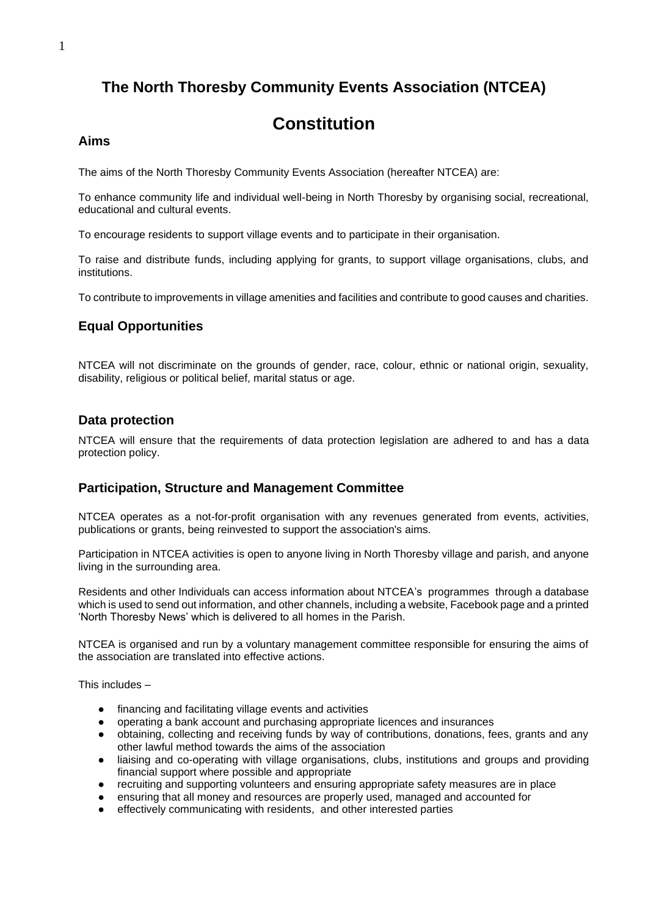# The North Thoresby Community Events Association (NTCEA)

# Constitution

## Aims

The aims of the North Thoresby Community Events Association (hereafter NTCEA) are:

To enhance community life and individual well-being in North Thoresby by organising social, recreational, educational and cultural events.

To encourage residents to support village events and to participate in their organisation.

To raise and distribute funds, including applying for grants, to support village organisations, clubs, and institutions.

To contribute to improvements in village amenities and facilities and contribute to good causes and charities.

## Equal Opportunities

NTCEA will not discriminate on the grounds of gender, race, colour, ethnic or national origin, sexuality, disability, religious or political belief, marital status or age.

## Data protection

NTCEA will ensure that the requirements of data protection legislation are adhered to and has a data protection policy.

## Participation, Structure and Management Committee

NTCEA operates as a not-for-profit organisation with any revenues generated from events, activities, publications or grants, being reinvested to support the association's aims.

Participation in NTCEA activities is open to anyone living in North Thoresby village and parish, and anyone living in the surrounding area.

Residents and other Individuals can access information about NTCEA's programmes through a database which is used to send out information, and other channels, including a website, Facebook page and a printed 'North Thoresby News' which is delivered to all homes in the Parish.

NTCEA is organised and run by a voluntary management committee responsible for ensuring the aims of the association are translated into effective actions.

This includes –

- financing and facilitating village events and activities
- operating a bank account and purchasing appropriate licences and insurances
- obtaining, collecting and receiving funds by way of contributions, donations, fees, grants and any other lawful method towards the aims of the association
- liaising and co-operating with village organisations, clubs, institutions and groups and providing financial support where possible and appropriate
- recruiting and supporting volunteers and ensuring appropriate safety measures are in place
- ensuring that all money and resources are properly used, managed and accounted for
- effectively communicating with residents, and other interested parties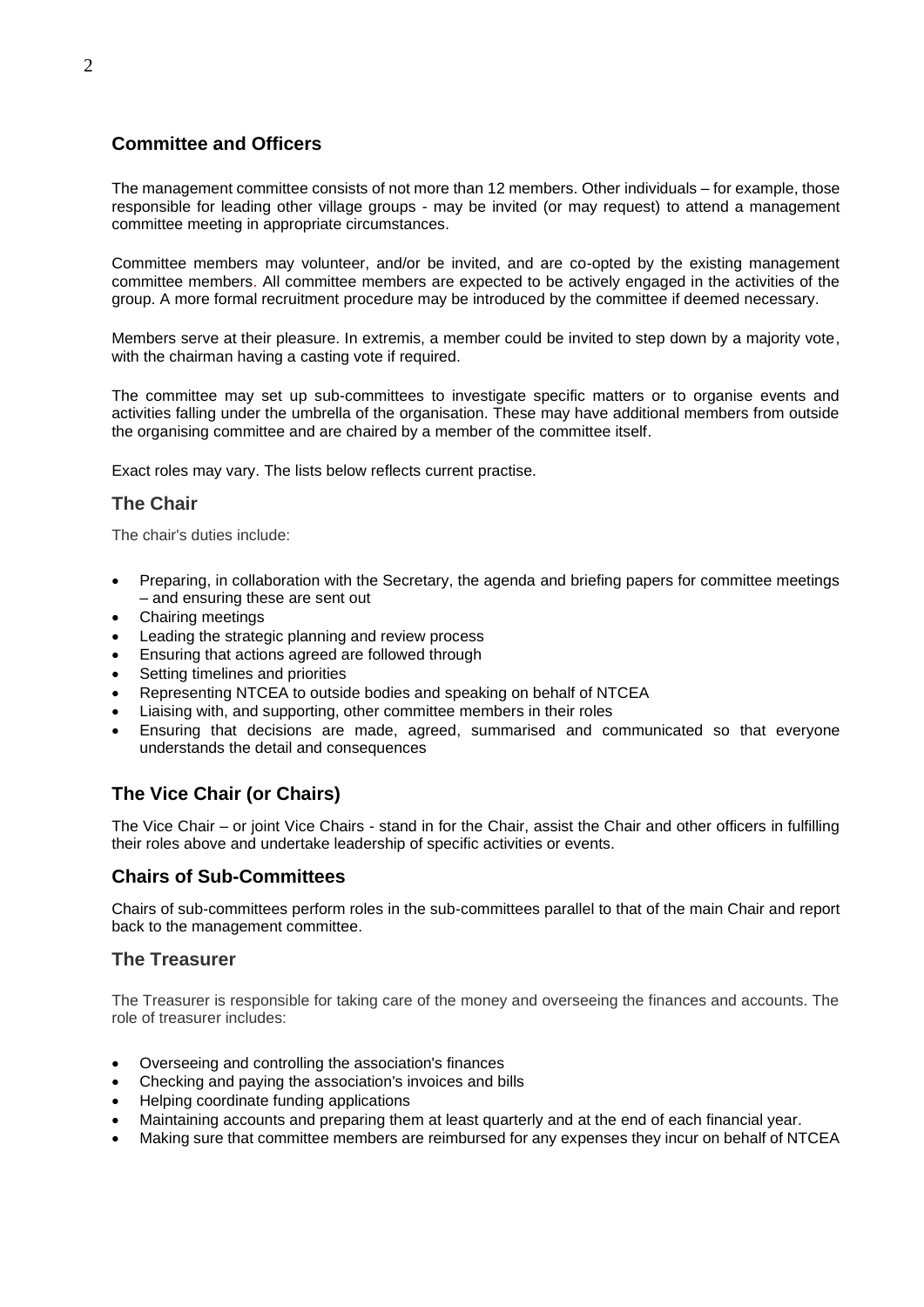## Committee and Officers

The management committee consists of not more than 12 members. Other individuals – for example, those responsible for leading other village groups - may be invited (or may request) to attend a management committee meeting in appropriate circumstances.

Committee members may volunteer, and/or be invited, and are co-opted by the existing management committee members. All committee members are expected to be actively engaged in the activities of the group. A more formal recruitment procedure may be introduced by the committee if deemed necessary.

Members serve at their pleasure. In extremis, a member could be invited to step down by a majority vote, with the chairman having a casting vote if required.

The committee may set up sub-committees to investigate specific matters or to organise events and activities falling under the umbrella of the organisation. These may have additional members from outside the organising committee and are chaired by a member of the committee itself.

Exact roles may vary. The lists below reflects current practise.

### The Chair

The chair's duties include:

- Preparing, in collaboration with the Secretary, the agenda and briefing papers for committee meetings – and ensuring these are sent out
- Chairing meetings
- Leading the strategic planning and review process
- Ensuring that actions agreed are followed through
- Setting timelines and priorities
- Representing NTCEA to outside bodies and speaking on behalf of NTCEA
- Liaising with, and supporting, other committee members in their roles
- Ensuring that decisions are made, agreed, summarised and communicated so that everyone understands the detail and consequences

### The Vice Chair (or Chairs)

The Vice Chair – or joint Vice Chairs - stand in for the Chair, assist the Chair and other officers in fulfilling their roles above and undertake leadership of specific activities or events.

### Chairs of Sub-Committees

Chairs of sub-committees perform roles in the sub-committees parallel to that of the main Chair and report back to the management committee.

### The Treasurer

The Treasurer is responsible for taking care of the money and overseeing the finances and accounts. The role of treasurer includes:

- Overseeing and controlling the association's finances
- Checking and paying the association's invoices and bills
- Helping coordinate funding applications
- Maintaining accounts and preparing them at least quarterly and at the end of each financial year.
- Making sure that committee members are reimbursed for any expenses they incur on behalf of NTCEA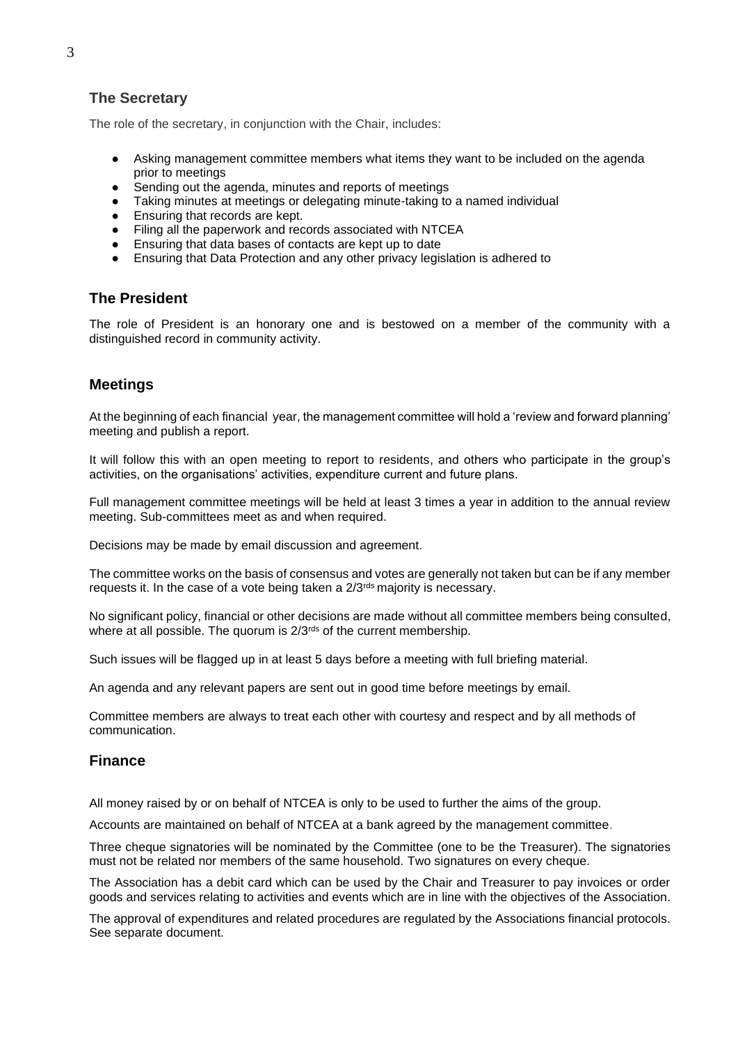## The Secretary

The role of the secretary, in conjunction with the Chair, includes:

- Asking management committee members what items they want to be included on the agenda prior to meetings
- Sending out the agenda, minutes and reports of meetings
- Taking minutes at meetings or delegating minute-taking to a named individual
- Ensuring that records are kept.
- Filing all the paperwork and records associated with NTCEA
- Ensuring that data bases of contacts are kept up to date
- Ensuring that Data Protection and any other privacy legislation is adhered to

## The President

The role of President is an honorary one and is bestowed on a member of the community with a distinguished record in community activity.

## Meetings

At the beginning of each financial year, the management committee will hold a 'review and forward planning' meeting and publish a report.

It will follow this with an open meeting to report to residents, and others who participate in the group's activities, on the organisations' activities, expenditure current and future plans.

Full management committee meetings will be held at least 3 times a year in addition to the annual review meeting. Sub-committees meet as and when required.

Decisions may be made by email discussion and agreement.

The committee works on the basis of consensus and votes are generally not taken but can be if any member requests it. In the case of a vote being taken a 2/3rds majority is necessary.

No significant policy, financial or other decisions are made without all committee members being consulted, where at all possible. The quorum is 2/3rds of the current membership.

Such issues will be flagged up in at least 5 days before a meeting with full briefing material.

An agenda and any relevant papers are sent out in good time before meetings by email.

Committee members are always to treat each other with courtesy and respect and by all methods of communication.

## Finance

All money raised by or on behalf of NTCEA is only to be used to further the aims of the group.

Accounts are maintained on behalf of NTCEA at a bank agreed by the management committee.

Three cheque signatories will be nominated by the Committee (one to be the Treasurer). The signatories must not be related nor members of the same household. Two signatures on every cheque.

The Association has a debit card which can be used by the Chair and Treasurer to pay invoices or order goods and services relating to activities and events which are in line with the objectives of the Association.

The approval of expenditures and related procedures are regulated by the Associations financial protocols. See separate document.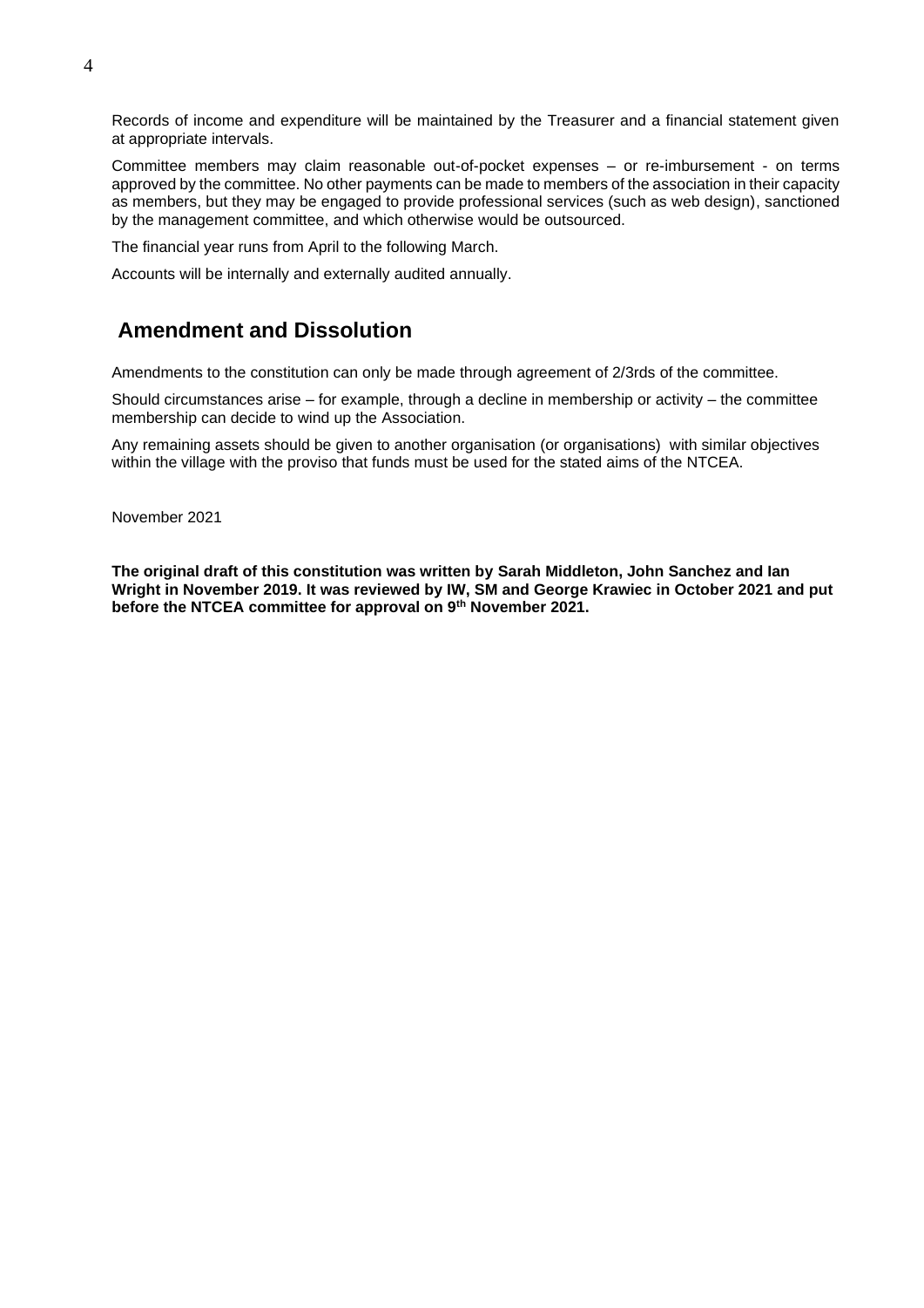Records of income and expenditure will be maintained by the Treasurer and a financial statement given at appropriate intervals.

Committee members may claim reasonable out-of-pocket expenses – or re-imbursement - on terms approved by the committee. No other payments can be made to members of the association in their capacity as members, but they may be engaged to provide professional services (such as web design), sanctioned by the management committee, and which otherwise would be outsourced.

The financial year runs from April to the following March.

Accounts will be internally and externally audited annually.

## Amendment and Dissolution

Amendments to the constitution can only be made through agreement of 2/3rds of the committee.

Should circumstances arise – for example, through a decline in membership or activity – the committee membership can decide to wind up the Association.

Any remaining assets should be given to another organisation (or organisations) with similar objectives within the village with the proviso that funds must be used for the stated aims of the NTCEA.

November 2021

**The original draft of this constitution was written by Sarah Middleton, John Sanchez and Ian Wright in November 2019. It was reviewed by IW, SM and George Krawiec in October 2021 and put before the NTCEA committee for approval on 9th November 2021.**